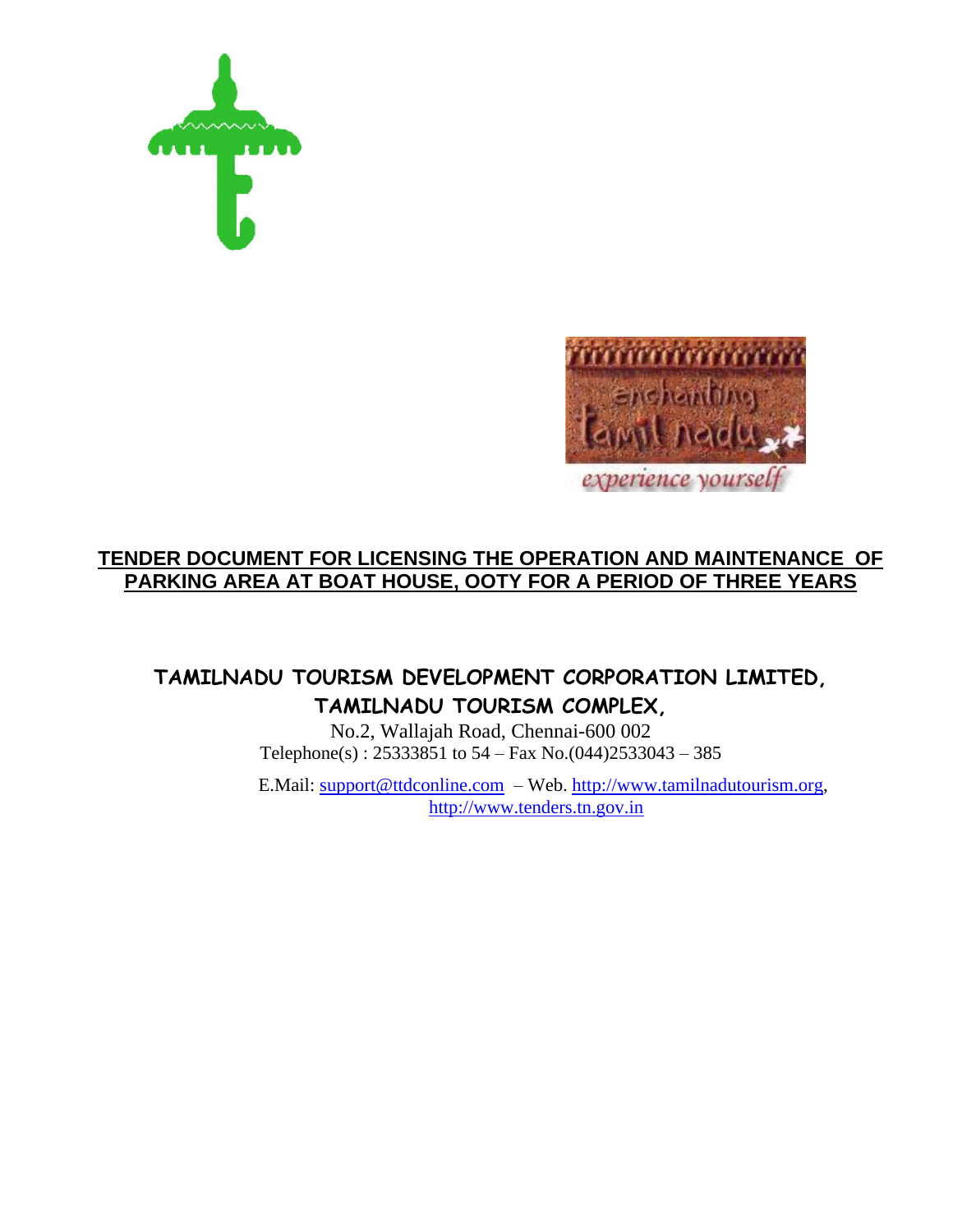# TENDER DOCUMENT FOR LICENSING THE OPERATION AND MAINTENANCE OF PARKING AREA AT BOAT HOUSE, OOTY FOR A PERIOD OF THREE YEARS

## TAMILNADU TOURISM DEVELOPMENT CORPORATION LIMITED, TAMILNADU TOURISM COMPLEX,

No.2, Wallajah Road, Chennai-600 002

Telephone(s) : 25333851 to 54 – Fax No.(044)2533043 – 385

E.Mail: support@ttdconline.com – Web. http://www.tamilnadutourism.org, http://www.tenders.tn.gov.in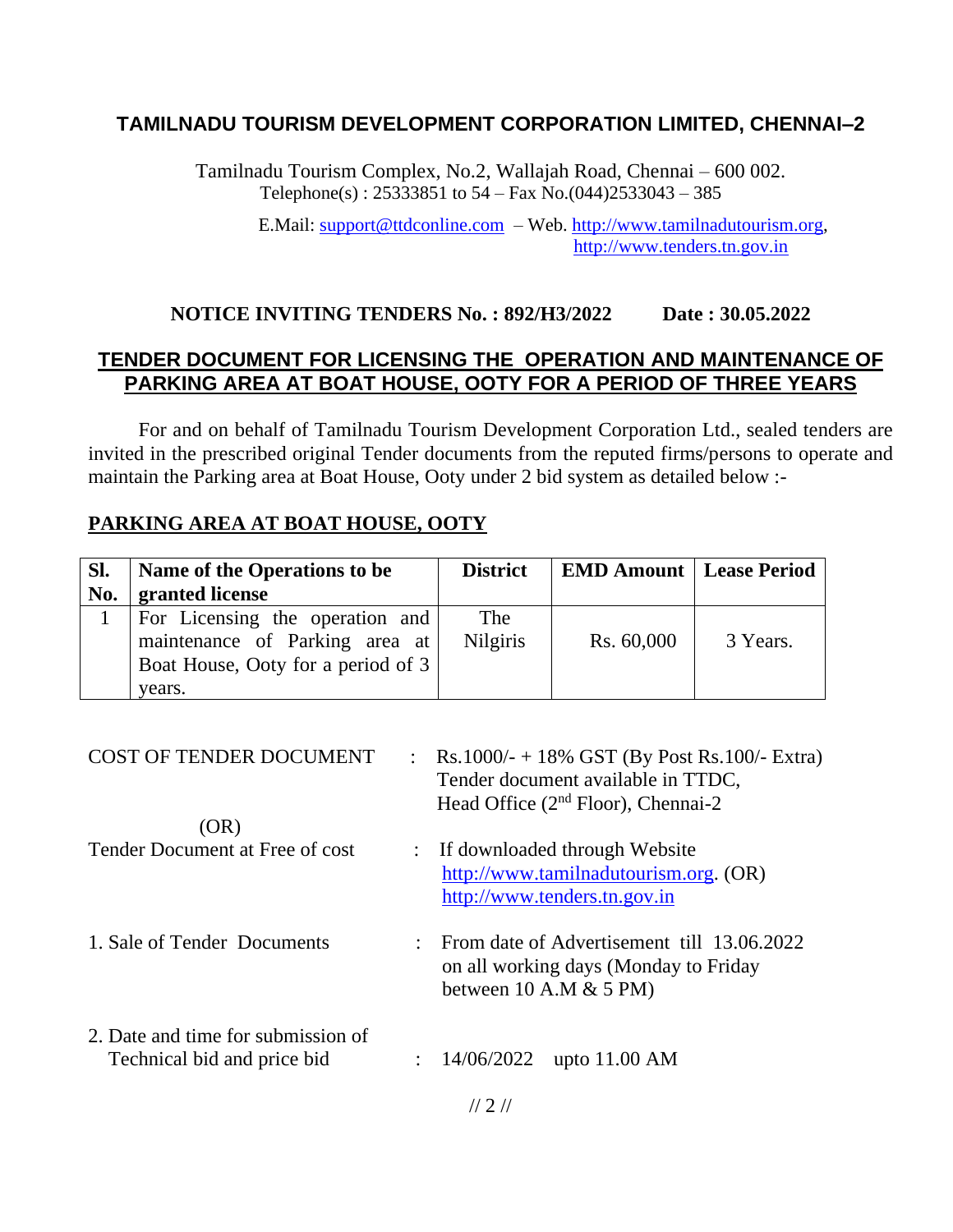# TAMILNADU TOURISM DEVELOPMENT CORPORATION LIMITED, CHENNAI–2

Tamilnadu Tourism Complex, No.2, Wallajah Road, Chennai – 600 002.
Telephone(s) : 25333851 to 54 – Fax No.(044)2533043 – 385

E.Mail: support@ttdconline.com – Web. http://www.tamilnadutourism.org, http://www.tenders.tn.gov.in

**NOTICE INVITING TENDERS No. : 892/H3/2022 Date : 30.05.2022**

## TENDER DOCUMENT FOR LICENSING THE OPERATION AND MAINTENANCE OF PARKING AREA AT BOAT HOUSE, OOTY FOR A PERIOD OF THREE YEARS

For and on behalf of Tamilnadu Tourism Development Corporation Ltd., sealed tenders are invited in the prescribed original Tender documents from the reputed firms/persons to operate and maintain the Parking area at Boat House, Ooty under 2 bid system as detailed below :-

**PARKING AREA AT BOAT HOUSE, OOTY**

| Sl. No. | Name of the Operations to be granted license | District | EMD Amount | Lease Period |
|---|---|---|---|---|
| 1 | For Licensing the operation and maintenance of Parking area at Boat House, Ooty for a period of 3 years. | The Nilgiris | Rs. 60,000 | 3 Years. |

COST OF TENDER DOCUMENT : Rs.1000/- + 18% GST (By Post Rs.100/- Extra) Tender document available in TTDC, Head Office (2nd Floor), Chennai-2

(OR)

Tender Document at Free of cost : If downloaded through Website http://www.tamilnadutourism.org. (OR) http://www.tenders.tn.gov.in

1. Sale of Tender Documents : From date of Advertisement till 13.06.2022 on all working days (Monday to Friday between 10 A.M & 5 PM)

2. Date and time for submission of Technical bid and price bid : 14/06/2022 upto 11.00 AM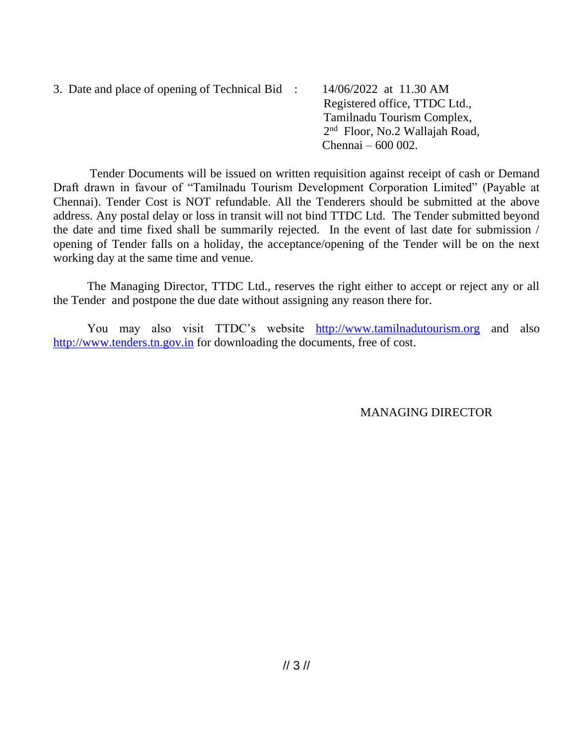3. Date and place of opening of Technical Bid : 14/06/2022 at 11.30 AM
Registered office, TTDC Ltd.,
Tamilnadu Tourism Complex,
2nd Floor, No.2 Wallajah Road,
Chennai – 600 002.

Tender Documents will be issued on written requisition against receipt of cash or Demand Draft drawn in favour of "Tamilnadu Tourism Development Corporation Limited" (Payable at Chennai). Tender Cost is NOT refundable. All the Tenderers should be submitted at the above address. Any postal delay or loss in transit will not bind TTDC Ltd. The Tender submitted beyond the date and time fixed shall be summarily rejected. In the event of last date for submission / opening of Tender falls on a holiday, the acceptance/opening of the Tender will be on the next working day at the same time and venue.

The Managing Director, TTDC Ltd., reserves the right either to accept or reject any or all the Tender and postpone the due date without assigning any reason there for.

You may also visit TTDC's website http://www.tamilnadutourism.org and also http://www.tenders.tn.gov.in for downloading the documents, free of cost.

MANAGING DIRECTOR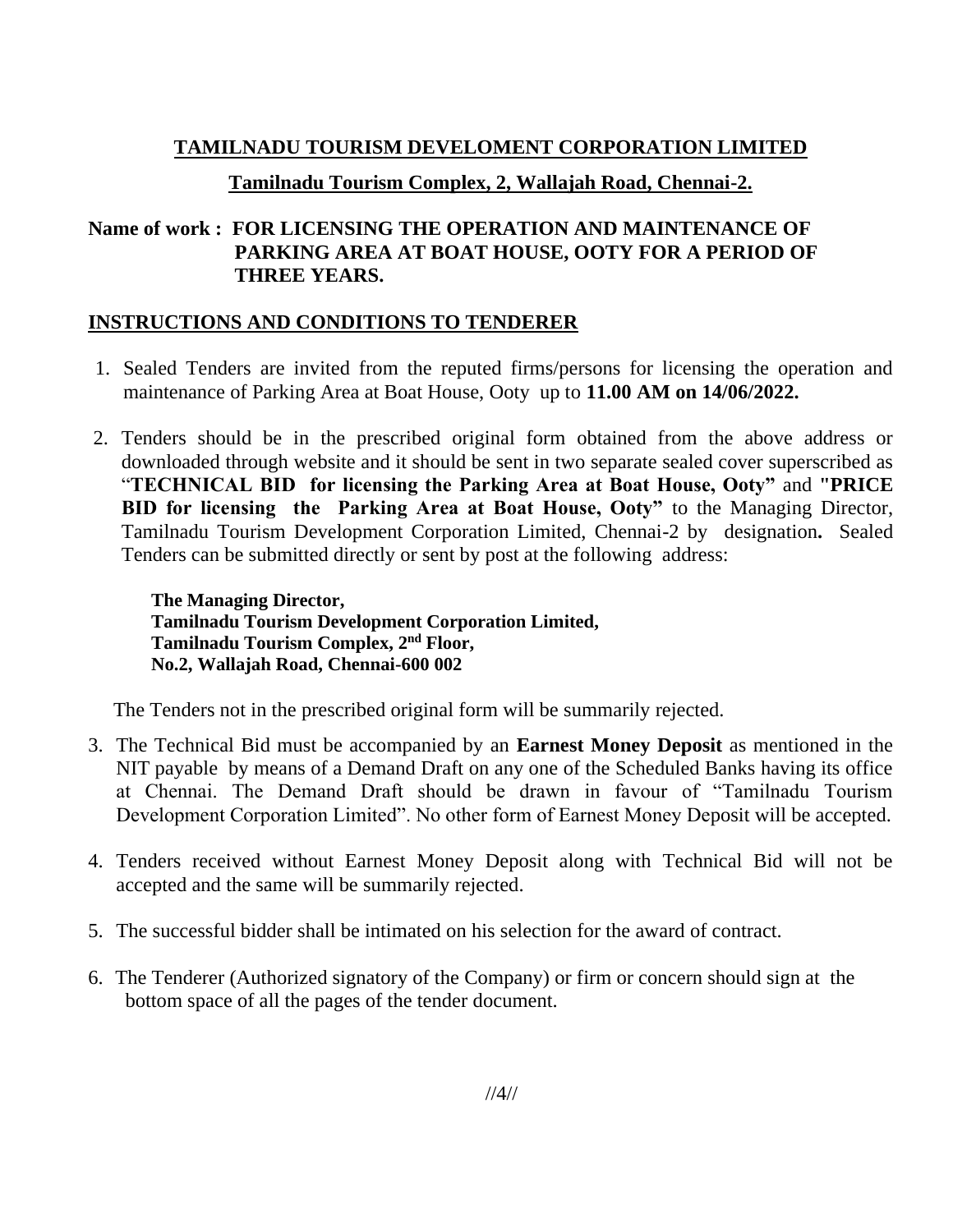**TAMILNADU TOURISM DEVELOMENT CORPORATION LIMITED**

**Tamilnadu Tourism Complex, 2, Wallajah Road, Chennai-2.**

**Name of work : FOR LICENSING THE OPERATION AND MAINTENANCE OF PARKING AREA AT BOAT HOUSE, OOTY FOR A PERIOD OF THREE YEARS.**

## INSTRUCTIONS AND CONDITIONS TO TENDERER

1. Sealed Tenders are invited from the reputed firms/persons for licensing the operation and maintenance of Parking Area at Boat House, Ooty up to **11.00 AM on 14/06/2022.**

2. Tenders should be in the prescribed original form obtained from the above address or downloaded through website and it should be sent in two separate sealed cover superscribed as "**TECHNICAL BID for licensing the Parking Area at Boat House, Ooty"** and **"PRICE BID for licensing the Parking Area at Boat House, Ooty"** to the Managing Director, Tamilnadu Tourism Development Corporation Limited, Chennai-2 by designation**.** Sealed Tenders can be submitted directly or sent by post at the following address:

   **The Managing Director,**
   **Tamilnadu Tourism Development Corporation Limited,**
   **Tamilnadu Tourism Complex, 2nd Floor,**
   **No.2, Wallajah Road, Chennai-600 002**

   The Tenders not in the prescribed original form will be summarily rejected.

3. The Technical Bid must be accompanied by an **Earnest Money Deposit** as mentioned in the NIT payable by means of a Demand Draft on any one of the Scheduled Banks having its office at Chennai. The Demand Draft should be drawn in favour of "Tamilnadu Tourism Development Corporation Limited". No other form of Earnest Money Deposit will be accepted.

4. Tenders received without Earnest Money Deposit along with Technical Bid will not be accepted and the same will be summarily rejected.

5. The successful bidder shall be intimated on his selection for the award of contract.

6. The Tenderer (Authorized signatory of the Company) or firm or concern should sign at the bottom space of all the pages of the tender document.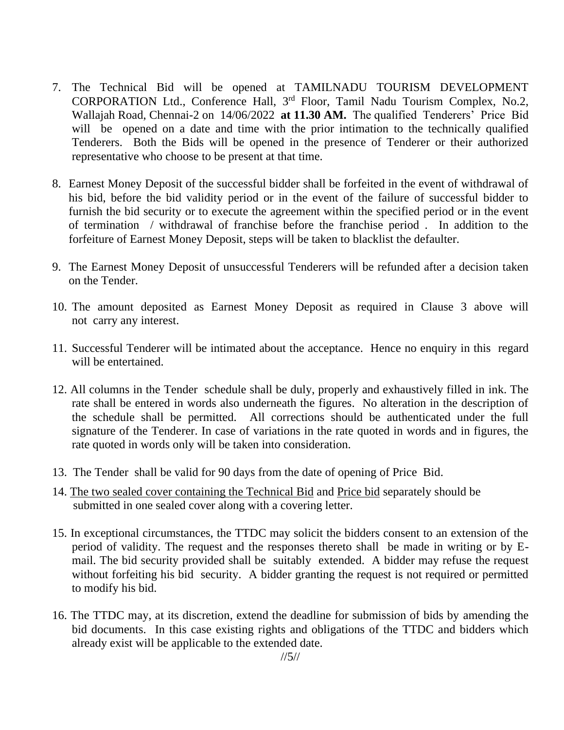7. The Technical Bid will be opened at TAMILNADU TOURISM DEVELOPMENT CORPORATION Ltd., Conference Hall, 3rd Floor, Tamil Nadu Tourism Complex, No.2, Wallajah Road, Chennai-2 on 14/06/2022 **at 11.30 AM.** The qualified Tenderers' Price Bid will be opened on a date and time with the prior intimation to the technically qualified Tenderers. Both the Bids will be opened in the presence of Tenderer or their authorized representative who choose to be present at that time.

8. Earnest Money Deposit of the successful bidder shall be forfeited in the event of withdrawal of his bid, before the bid validity period or in the event of the failure of successful bidder to furnish the bid security or to execute the agreement within the specified period or in the event of termination / withdrawal of franchise before the franchise period . In addition to the forfeiture of Earnest Money Deposit, steps will be taken to blacklist the defaulter.

9. The Earnest Money Deposit of unsuccessful Tenderers will be refunded after a decision taken on the Tender.

10. The amount deposited as Earnest Money Deposit as required in Clause 3 above will not carry any interest.

11. Successful Tenderer will be intimated about the acceptance. Hence no enquiry in this regard will be entertained.

12. All columns in the Tender schedule shall be duly, properly and exhaustively filled in ink. The rate shall be entered in words also underneath the figures. No alteration in the description of the schedule shall be permitted. All corrections should be authenticated under the full signature of the Tenderer. In case of variations in the rate quoted in words and in figures, the rate quoted in words only will be taken into consideration.

13. The Tender shall be valid for 90 days from the date of opening of Price Bid.

14. <u>The two sealed cover containing the Technical Bid</u> and <u>Price bid</u> separately should be submitted in one sealed cover along with a covering letter.

15. In exceptional circumstances, the TTDC may solicit the bidders consent to an extension of the period of validity. The request and the responses thereto shall be made in writing or by E-mail. The bid security provided shall be suitably extended. A bidder may refuse the request without forfeiting his bid security. A bidder granting the request is not required or permitted to modify his bid.

16. The TTDC may, at its discretion, extend the deadline for submission of bids by amending the bid documents. In this case existing rights and obligations of the TTDC and bidders which already exist will be applicable to the extended date.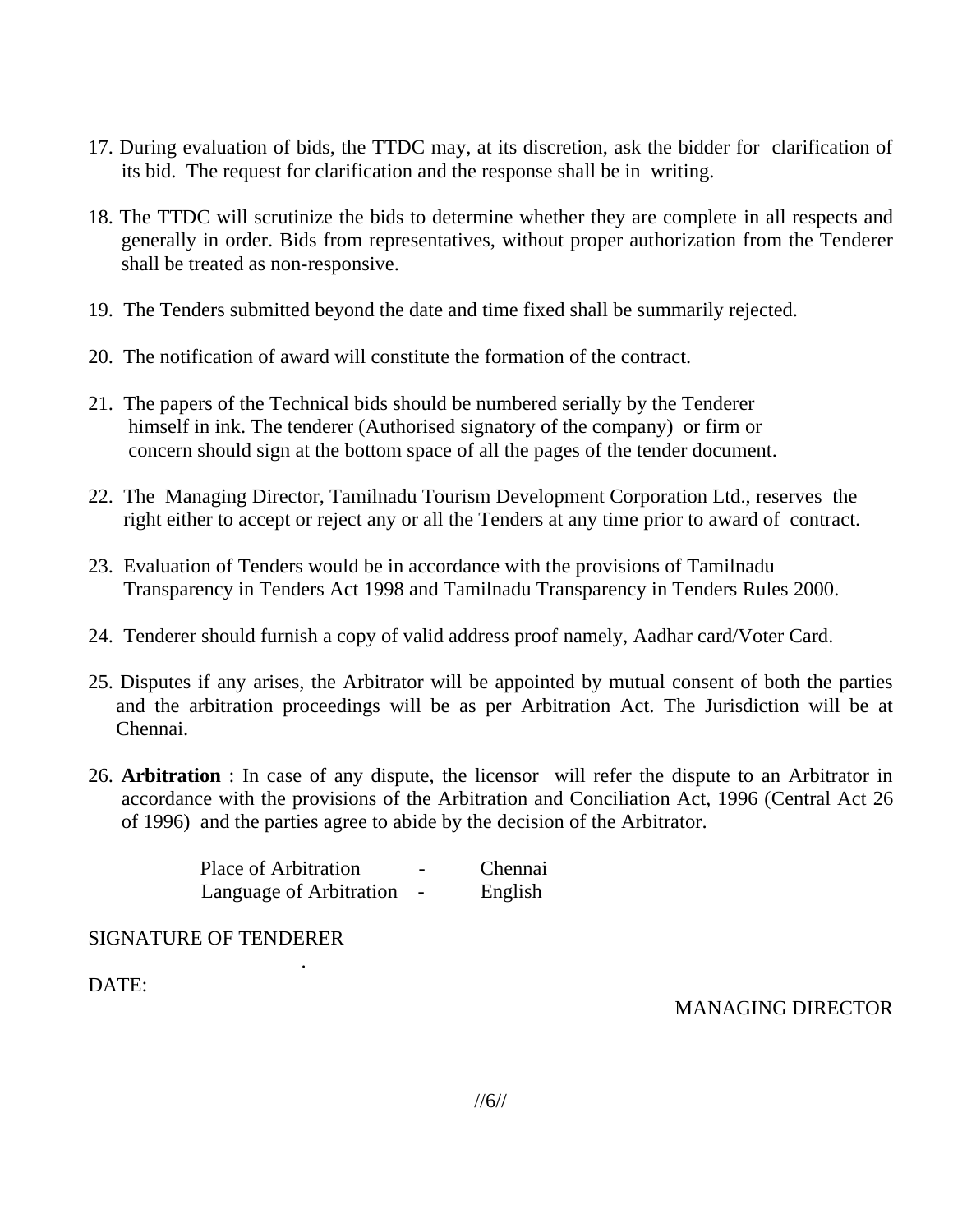17. During evaluation of bids, the TTDC may, at its discretion, ask the bidder for clarification of its bid. The request for clarification and the response shall be in writing.

18. The TTDC will scrutinize the bids to determine whether they are complete in all respects and generally in order. Bids from representatives, without proper authorization from the Tenderer shall be treated as non-responsive.

19. The Tenders submitted beyond the date and time fixed shall be summarily rejected.

20. The notification of award will constitute the formation of the contract.

21. The papers of the Technical bids should be numbered serially by the Tenderer himself in ink. The tenderer (Authorised signatory of the company) or firm or concern should sign at the bottom space of all the pages of the tender document.

22. The Managing Director, Tamilnadu Tourism Development Corporation Ltd., reserves the right either to accept or reject any or all the Tenders at any time prior to award of contract.

23. Evaluation of Tenders would be in accordance with the provisions of Tamilnadu Transparency in Tenders Act 1998 and Tamilnadu Transparency in Tenders Rules 2000.

24. Tenderer should furnish a copy of valid address proof namely, Aadhar card/Voter Card.

25. Disputes if any arises, the Arbitrator will be appointed by mutual consent of both the parties and the arbitration proceedings will be as per Arbitration Act. The Jurisdiction will be at Chennai.

26. **Arbitration** : In case of any dispute, the licensor will refer the dispute to an Arbitrator in accordance with the provisions of the Arbitration and Conciliation Act, 1996 (Central Act 26 of 1996) and the parties agree to abide by the decision of the Arbitrator.

    Place of Arbitration - Chennai
    Language of Arbitration - English

SIGNATURE OF TENDERER

DATE:

MANAGING DIRECTOR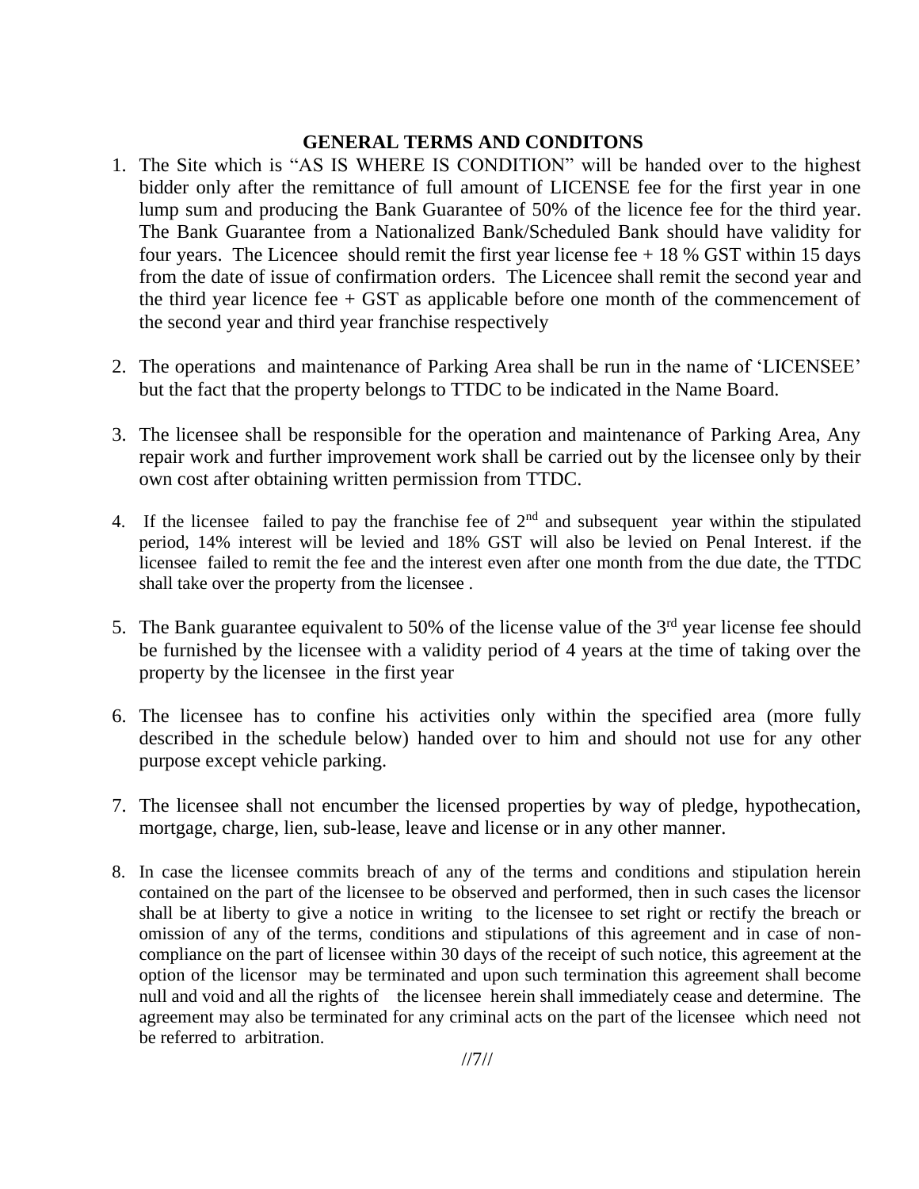**GENERAL TERMS AND CONDITONS**

1. The Site which is "AS IS WHERE IS CONDITION" will be handed over to the highest bidder only after the remittance of full amount of LICENSE fee for the first year in one lump sum and producing the Bank Guarantee of 50% of the licence fee for the third year. The Bank Guarantee from a Nationalized Bank/Scheduled Bank should have validity for four years. The Licencee should remit the first year license fee + 18 % GST within 15 days from the date of issue of confirmation orders. The Licencee shall remit the second year and the third year licence fee + GST as applicable before one month of the commencement of the second year and third year franchise respectively

2. The operations and maintenance of Parking Area shall be run in the name of 'LICENSEE' but the fact that the property belongs to TTDC to be indicated in the Name Board.

3. The licensee shall be responsible for the operation and maintenance of Parking Area, Any repair work and further improvement work shall be carried out by the licensee only by their own cost after obtaining written permission from TTDC.

4. If the licensee failed to pay the franchise fee of 2nd and subsequent year within the stipulated period, 14% interest will be levied and 18% GST will also be levied on Penal Interest. if the licensee failed to remit the fee and the interest even after one month from the due date, the TTDC shall take over the property from the licensee .

5. The Bank guarantee equivalent to 50% of the license value of the 3rd year license fee should be furnished by the licensee with a validity period of 4 years at the time of taking over the property by the licensee in the first year

6. The licensee has to confine his activities only within the specified area (more fully described in the schedule below) handed over to him and should not use for any other purpose except vehicle parking.

7. The licensee shall not encumber the licensed properties by way of pledge, hypothecation, mortgage, charge, lien, sub-lease, leave and license or in any other manner.

8. In case the licensee commits breach of any of the terms and conditions and stipulation herein contained on the part of the licensee to be observed and performed, then in such cases the licensor shall be at liberty to give a notice in writing to the licensee to set right or rectify the breach or omission of any of the terms, conditions and stipulations of this agreement and in case of non-compliance on the part of licensee within 30 days of the receipt of such notice, this agreement at the option of the licensor may be terminated and upon such termination this agreement shall become null and void and all the rights of the licensee herein shall immediately cease and determine. The agreement may also be terminated for any criminal acts on the part of the licensee which need not be referred to arbitration.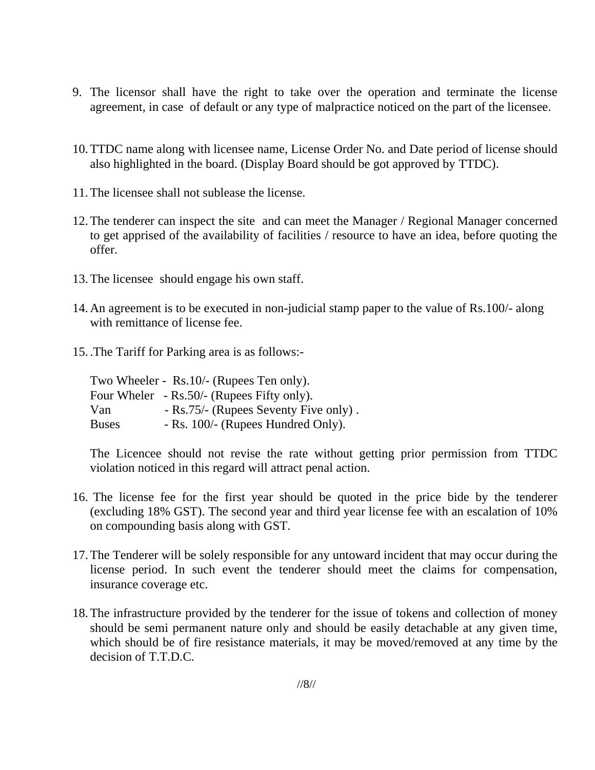9. The licensor shall have the right to take over the operation and terminate the license agreement, in case of default or any type of malpractice noticed on the part of the licensee.

10. TTDC name along with licensee name, License Order No. and Date period of license should also highlighted in the board. (Display Board should be got approved by TTDC).

11. The licensee shall not sublease the license.

12. The tenderer can inspect the site and can meet the Manager / Regional Manager concerned to get apprised of the availability of facilities / resource to have an idea, before quoting the offer.

13. The licensee should engage his own staff.

14. An agreement is to be executed in non-judicial stamp paper to the value of Rs.100/- along with remittance of license fee.

15. .The Tariff for Parking area is as follows:-

    Two Wheeler - Rs.10/- (Rupees Ten only).
    Four Wheler - Rs.50/- (Rupees Fifty only).
    Van - Rs.75/- (Rupees Seventy Five only) .
    Buses - Rs. 100/- (Rupees Hundred Only).

    The Licencee should not revise the rate without getting prior permission from TTDC violation noticed in this regard will attract penal action.

16. The license fee for the first year should be quoted in the price bide by the tenderer (excluding 18% GST). The second year and third year license fee with an escalation of 10% on compounding basis along with GST.

17. The Tenderer will be solely responsible for any untoward incident that may occur during the license period. In such event the tenderer should meet the claims for compensation, insurance coverage etc.

18. The infrastructure provided by the tenderer for the issue of tokens and collection of money should be semi permanent nature only and should be easily detachable at any given time, which should be of fire resistance materials, it may be moved/removed at any time by the decision of T.T.D.C.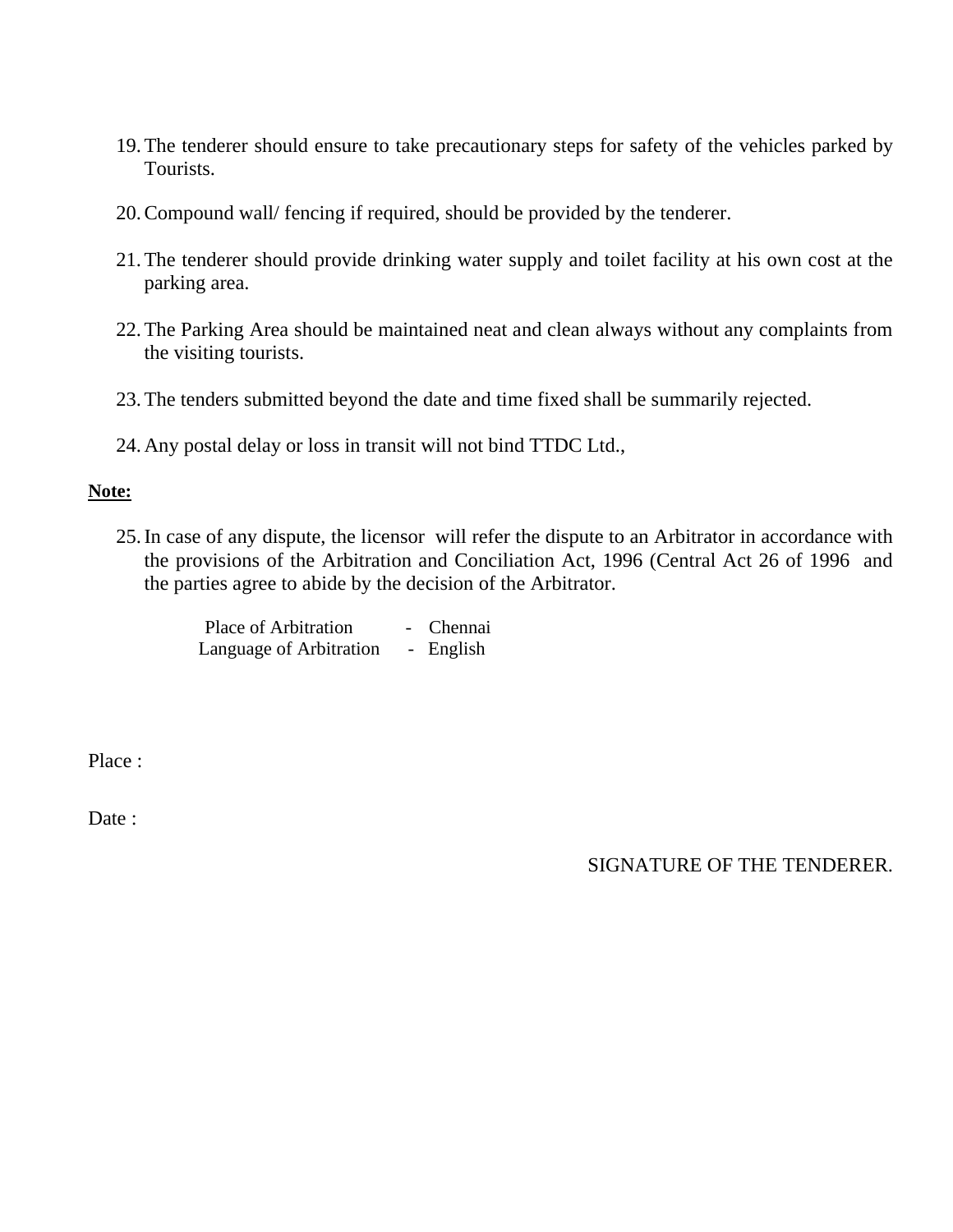19. The tenderer should ensure to take precautionary steps for safety of the vehicles parked by Tourists.

20. Compound wall/ fencing if required, should be provided by the tenderer.

21. The tenderer should provide drinking water supply and toilet facility at his own cost at the parking area.

22. The Parking Area should be maintained neat and clean always without any complaints from the visiting tourists.

23. The tenders submitted beyond the date and time fixed shall be summarily rejected.

24. Any postal delay or loss in transit will not bind TTDC Ltd.,

**Note:**

25. In case of any dispute, the licensor will refer the dispute to an Arbitrator in accordance with the provisions of the Arbitration and Conciliation Act, 1996 (Central Act 26 of 1996 and the parties agree to abide by the decision of the Arbitrator.

    Place of Arbitration - Chennai
    Language of Arbitration - English

Place :

Date :

SIGNATURE OF THE TENDERER.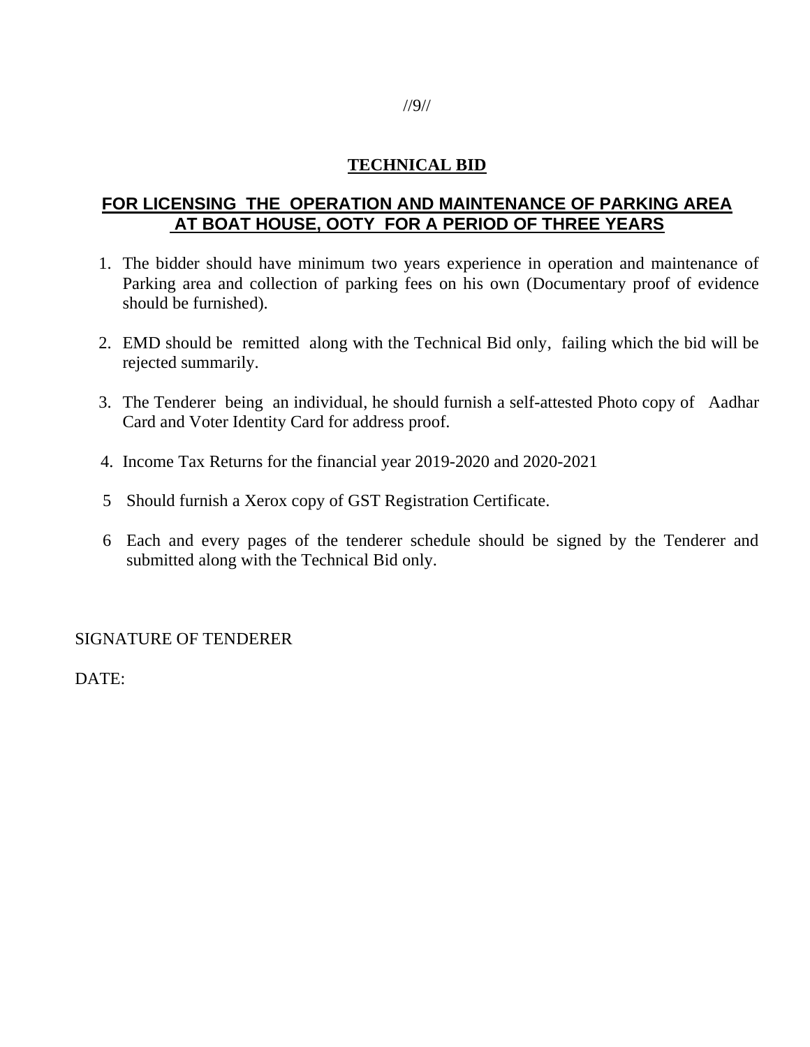## TECHNICAL BID

## FOR LICENSING THE OPERATION AND MAINTENANCE OF PARKING AREA AT BOAT HOUSE, OOTY FOR A PERIOD OF THREE YEARS

1. The bidder should have minimum two years experience in operation and maintenance of Parking area and collection of parking fees on his own (Documentary proof of evidence should be furnished).

2. EMD should be remitted along with the Technical Bid only, failing which the bid will be rejected summarily.

3. The Tenderer being an individual, he should furnish a self-attested Photo copy of Aadhar Card and Voter Identity Card for address proof.

4. Income Tax Returns for the financial year 2019-2020 and 2020-2021

5. Should furnish a Xerox copy of GST Registration Certificate.

6. Each and every pages of the tenderer schedule should be signed by the Tenderer and submitted along with the Technical Bid only.

SIGNATURE OF TENDERER

DATE: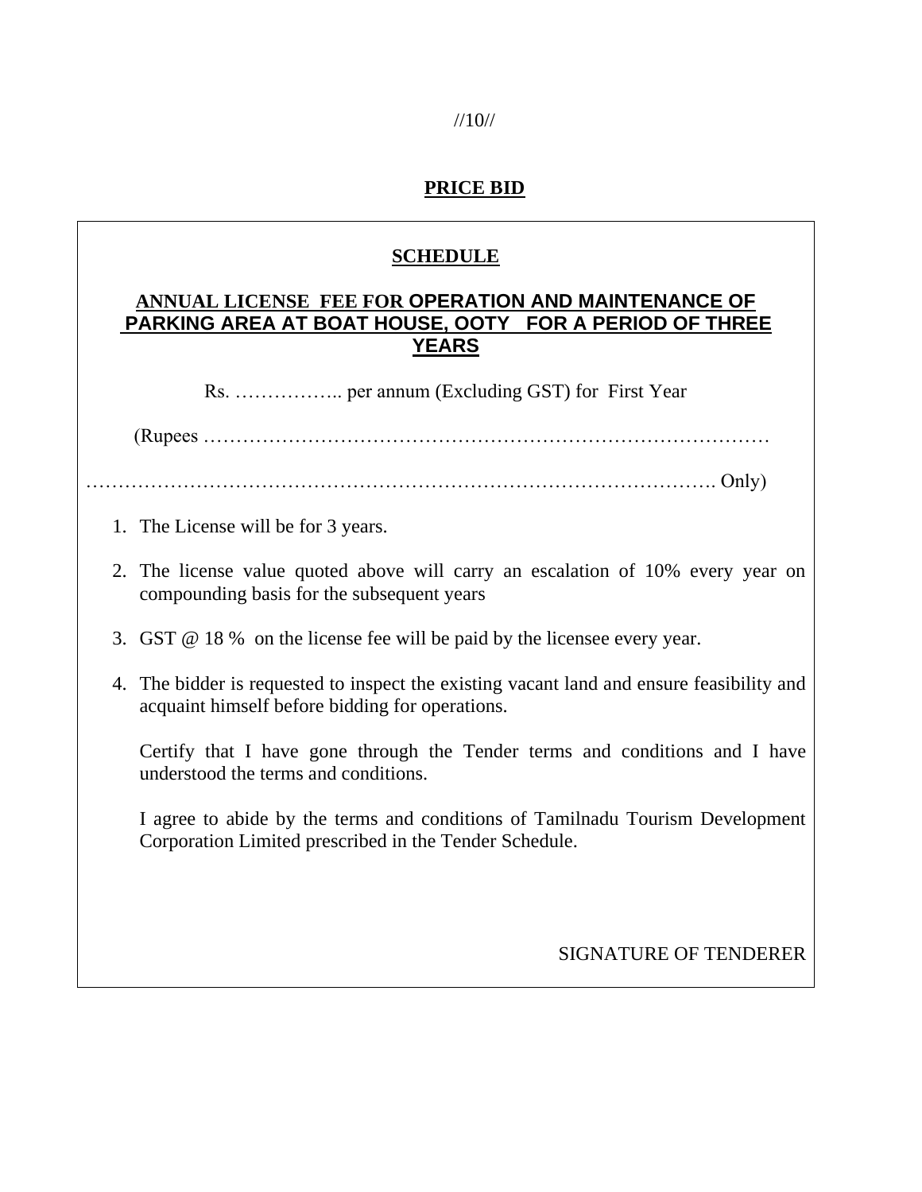## PRICE BID

### SCHEDULE

### ANNUAL LICENSE FEE FOR OPERATION AND MAINTENANCE OF PARKING AREA AT BOAT HOUSE, OOTY FOR A PERIOD OF THREE YEARS

Rs. …………….. per annum (Excluding GST) for First Year

(Rupees ……………………………………………………………………………

………………………………………………………………………………………. Only)

1. The License will be for 3 years.
2. The license value quoted above will carry an escalation of 10% every year on compounding basis for the subsequent years
3. GST @ 18 % on the license fee will be paid by the licensee every year.
4. The bidder is requested to inspect the existing vacant land and ensure feasibility and acquaint himself before bidding for operations.

   Certify that I have gone through the Tender terms and conditions and I have understood the terms and conditions.

   I agree to abide by the terms and conditions of Tamilnadu Tourism Development Corporation Limited prescribed in the Tender Schedule.

SIGNATURE OF TENDERER